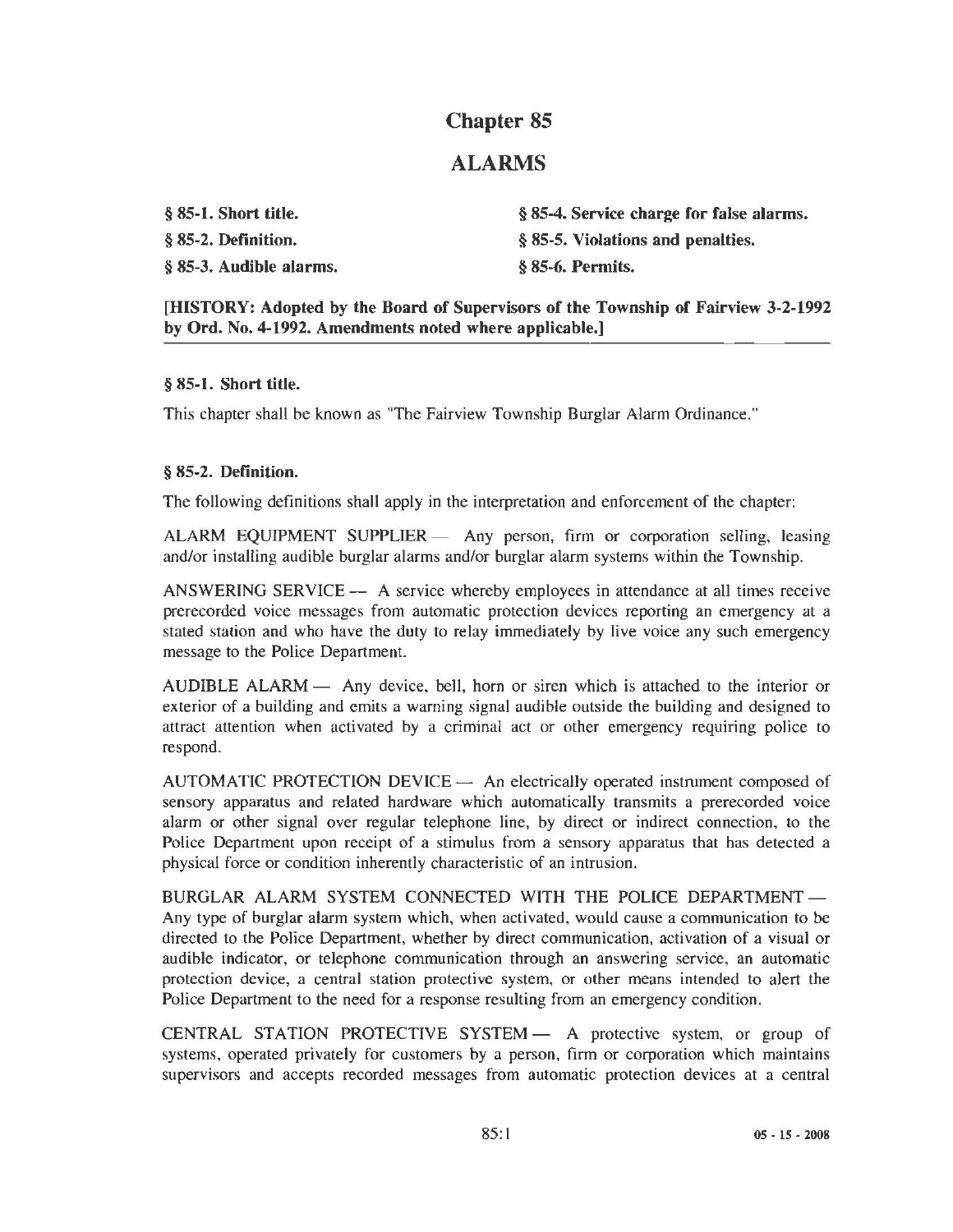# Chapter 85

# ALARMS

**§ 85-1. Short title.**
**§ 85-2. Definition.**
**§ 85-3. Audible alarms.**
**§ 85-4. Service charge for false alarms.**
**§ 85-5. Violations and penalties.**
**§ 85-6. Permits.**

**[HISTORY: Adopted by the Board of Supervisors of the Township of Fairview 3-2-1992 by Ord. No. 4-1992. Amendments noted where applicable.]**

### § 85-1. Short title.

This chapter shall be known as "The Fairview Township Burglar Alarm Ordinance."

### § 85-2. Definition.

The following definitions shall apply in the interpretation and enforcement of the chapter:

ALARM EQUIPMENT SUPPLIER — Any person, firm or corporation selling, leasing and/or installing audible burglar alarms and/or burglar alarm systems within the Township.

ANSWERING SERVICE — A service whereby employees in attendance at all times receive prerecorded voice messages from automatic protection devices reporting an emergency at a stated station and who have the duty to relay immediately by live voice any such emergency message to the Police Department.

AUDIBLE ALARM — Any device, bell, horn or siren which is attached to the interior or exterior of a building and emits a warning signal audible outside the building and designed to attract attention when activated by a criminal act or other emergency requiring police to respond.

AUTOMATIC PROTECTION DEVICE — An electrically operated instrument composed of sensory apparatus and related hardware which automatically transmits a prerecorded voice alarm or other signal over regular telephone line, by direct or indirect connection, to the Police Department upon receipt of a stimulus from a sensory apparatus that has detected a physical force or condition inherently characteristic of an intrusion.

BURGLAR ALARM SYSTEM CONNECTED WITH THE POLICE DEPARTMENT — Any type of burglar alarm system which, when activated, would cause a communication to be directed to the Police Department, whether by direct communication, activation of a visual or audible indicator, or telephone communication through an answering service, an automatic protection device, a central station protective system, or other means intended to alert the Police Department to the need for a response resulting from an emergency condition.

CENTRAL STATION PROTECTIVE SYSTEM — A protective system, or group of systems, operated privately for customers by a person, firm or corporation which maintains supervisors and accepts recorded messages from automatic protection devices at a central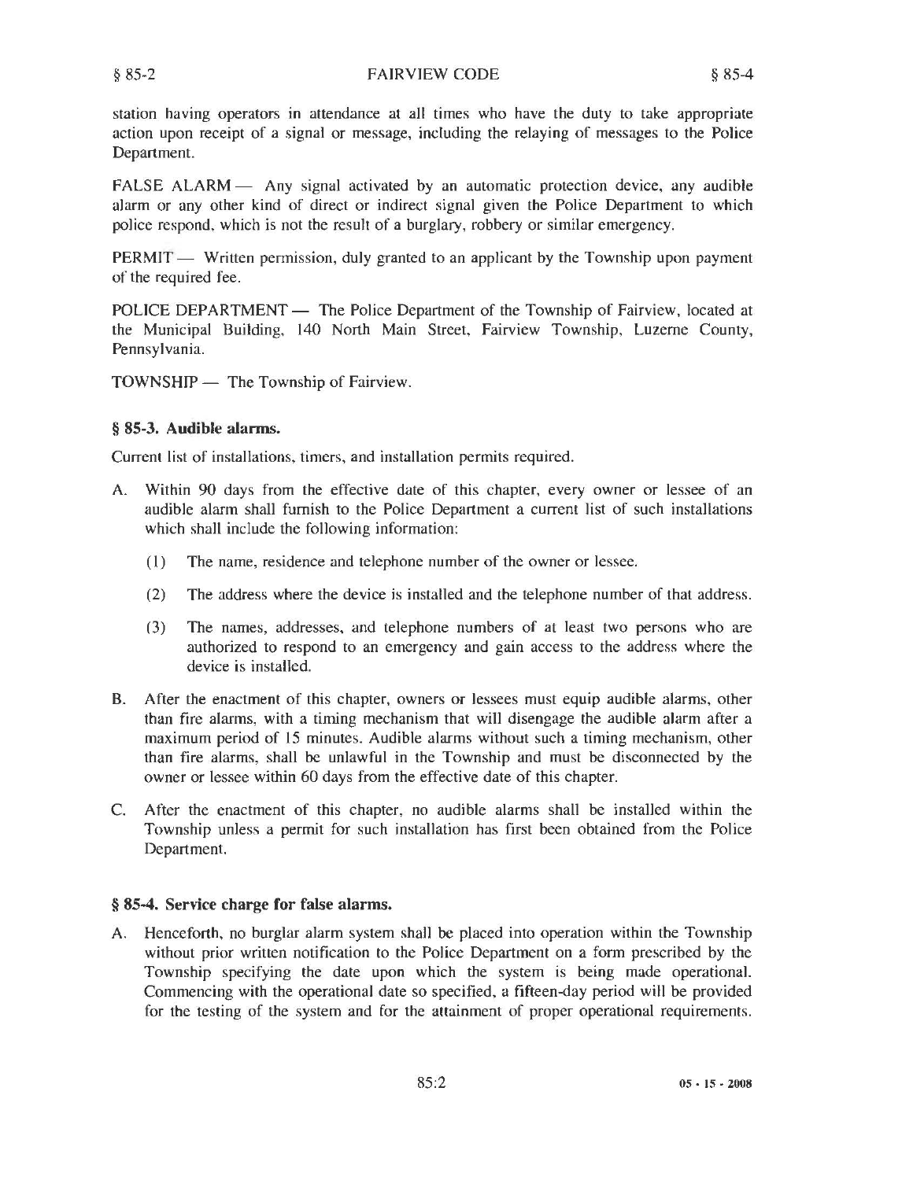station having operators in attendance at all times who have the duty to take appropriate action upon receipt of a signal or message, including the relaying of messages to the Police Department.

FALSE ALARM — Any signal activated by an automatic protection device, any audible alarm or any other kind of direct or indirect signal given the Police Department to which police respond, which is not the result of a burglary, robbery or similar emergency.

PERMIT — Written permission, duly granted to an applicant by the Township upon payment of the required fee.

POLICE DEPARTMENT — The Police Department of the Township of Fairview, located at the Municipal Building, 140 North Main Street, Fairview Township, Luzerne County, Pennsylvania.

TOWNSHIP — The Township of Fairview.

### § 85-3. Audible alarms.

Current list of installations, timers, and installation permits required.

A. Within 90 days from the effective date of this chapter, every owner or lessee of an audible alarm shall furnish to the Police Department a current list of such installations which shall include the following information:

   (1) The name, residence and telephone number of the owner or lessee.

   (2) The address where the device is installed and the telephone number of that address.

   (3) The names, addresses, and telephone numbers of at least two persons who are authorized to respond to an emergency and gain access to the address where the device is installed.

B. After the enactment of this chapter, owners or lessees must equip audible alarms, other than fire alarms, with a timing mechanism that will disengage the audible alarm after a maximum period of 15 minutes. Audible alarms without such a timing mechanism, other than fire alarms, shall be unlawful in the Township and must be disconnected by the owner or lessee within 60 days from the effective date of this chapter.

C. After the enactment of this chapter, no audible alarms shall be installed within the Township unless a permit for such installation has first been obtained from the Police Department.

### § 85-4. Service charge for false alarms.

A. Henceforth, no burglar alarm system shall be placed into operation within the Township without prior written notification to the Police Department on a form prescribed by the Township specifying the date upon which the system is being made operational. Commencing with the operational date so specified, a fifteen-day period will be provided for the testing of the system and for the attainment of proper operational requirements.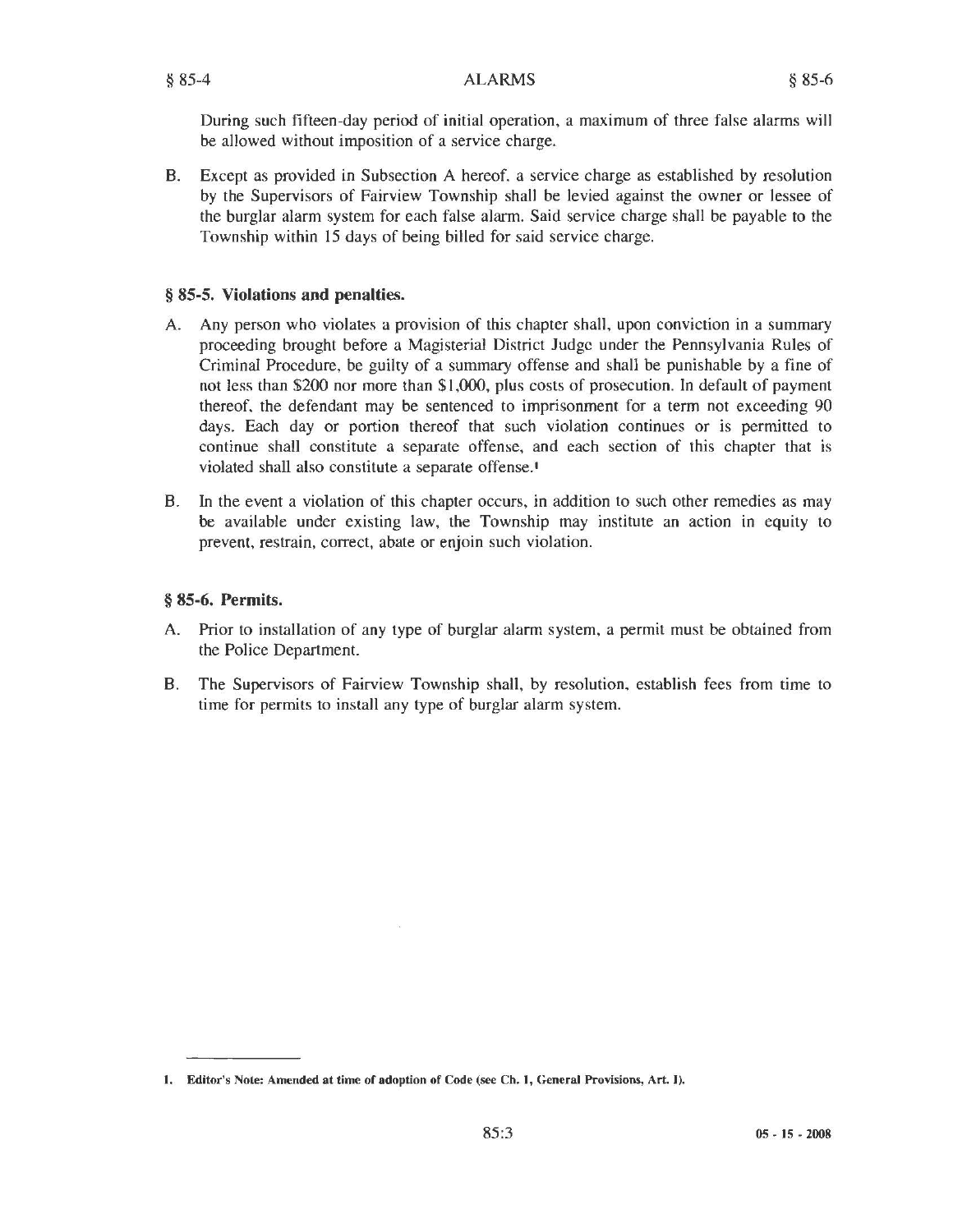During such fifteen-day period of initial operation, a maximum of three false alarms will be allowed without imposition of a service charge.

B. Except as provided in Subsection A hereof, a service charge as established by resolution by the Supervisors of Fairview Township shall be levied against the owner or lessee of the burglar alarm system for each false alarm. Said service charge shall be payable to the Township within 15 days of being billed for said service charge.

### § 85-5. Violations and penalties.

A. Any person who violates a provision of this chapter shall, upon conviction in a summary proceeding brought before a Magisterial District Judge under the Pennsylvania Rules of Criminal Procedure, be guilty of a summary offense and shall be punishable by a fine of not less than $200 nor more than $1,000, plus costs of prosecution. In default of payment thereof, the defendant may be sentenced to imprisonment for a term not exceeding 90 days. Each day or portion thereof that such violation continues or is permitted to continue shall constitute a separate offense, and each section of this chapter that is violated shall also constitute a separate offense.[1]

B. In the event a violation of this chapter occurs, in addition to such other remedies as may be available under existing law, the Township may institute an action in equity to prevent, restrain, correct, abate or enjoin such violation.

### § 85-6. Permits.

A. Prior to installation of any type of burglar alarm system, a permit must be obtained from the Police Department.

B. The Supervisors of Fairview Township shall, by resolution, establish fees from time to time for permits to install any type of burglar alarm system.

---

1. **Editor's Note: Amended at time of adoption of Code (see Ch. 1, General Provisions, Art. I).**